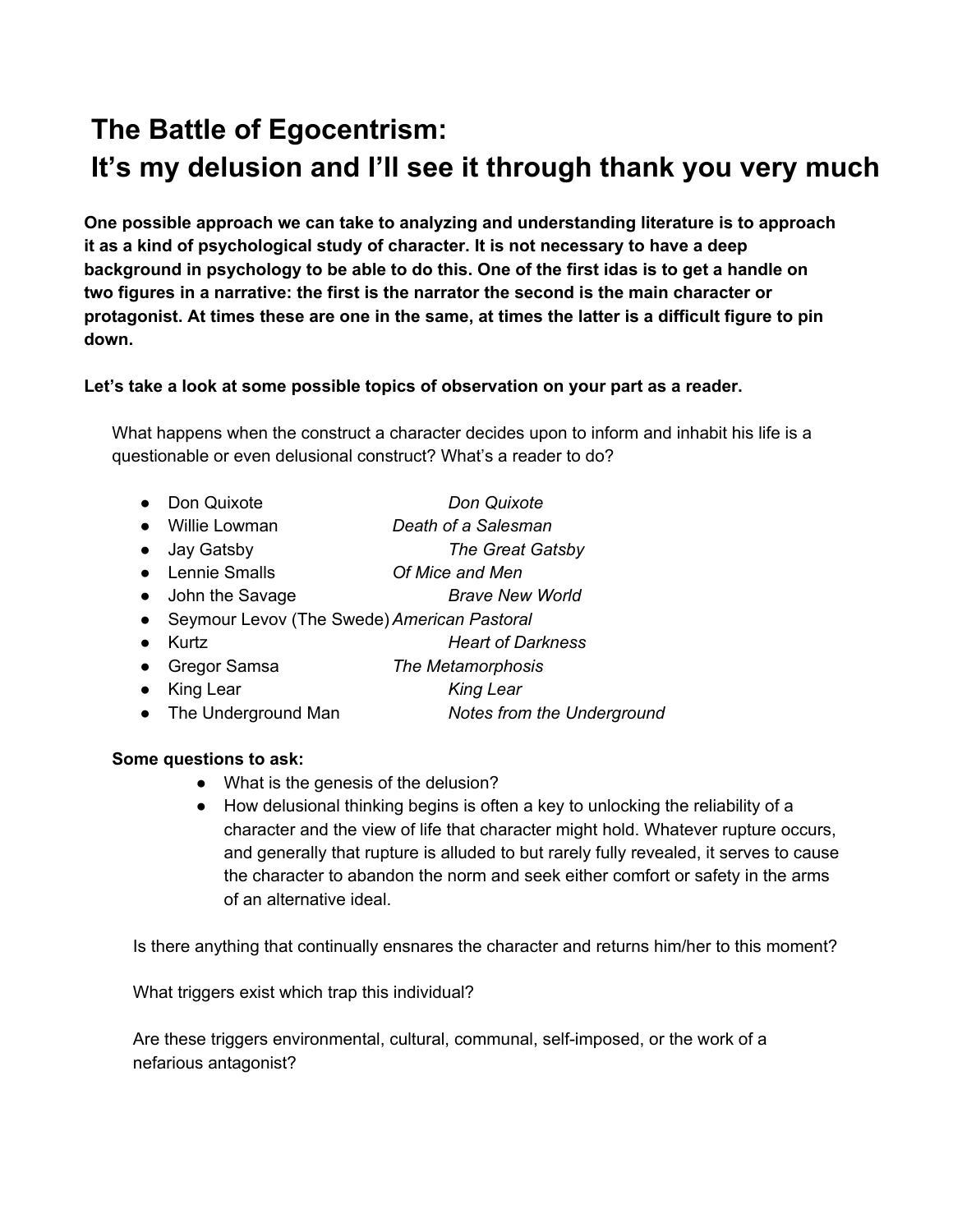# The Battle of Egocentrism:
# It's my delusion and I'll see it through thank you very much

**One possible approach we can take to analyzing and understanding literature is to approach it as a kind of psychological study of character. It is not necessary to have a deep background in psychology to be able to do this. One of the first idas is to get a handle on two figures in a narrative: the first is the narrator the second is the main character or protagonist. At times these are one in the same, at times the latter is a difficult figure to pin down.**

**Let's take a look at some possible topics of observation on your part as a reader.**

What happens when the construct a character decides upon to inform and inhabit his life is a questionable or even delusional construct? What's a reader to do?

- Don Quixote — *Don Quixote*
- Willie Lowman — *Death of a Salesman*
- Jay Gatsby — *The Great Gatsby*
- Lennie Smalls — *Of Mice and Men*
- John the Savage — *Brave New World*
- Seymour Levov (The Swede) — *American Pastoral*
- Kurtz — *Heart of Darkness*
- Gregor Samsa — *The Metamorphosis*
- King Lear — *King Lear*
- The Underground Man — *Notes from the Underground*

**Some questions to ask:**

- What is the genesis of the delusion?
- How delusional thinking begins is often a key to unlocking the reliability of a character and the view of life that character might hold. Whatever rupture occurs, and generally that rupture is alluded to but rarely fully revealed, it serves to cause the character to abandon the norm and seek either comfort or safety in the arms of an alternative ideal.

Is there anything that continually ensnares the character and returns him/her to this moment?

What triggers exist which trap this individual?

Are these triggers environmental, cultural, communal, self-imposed, or the work of a nefarious antagonist?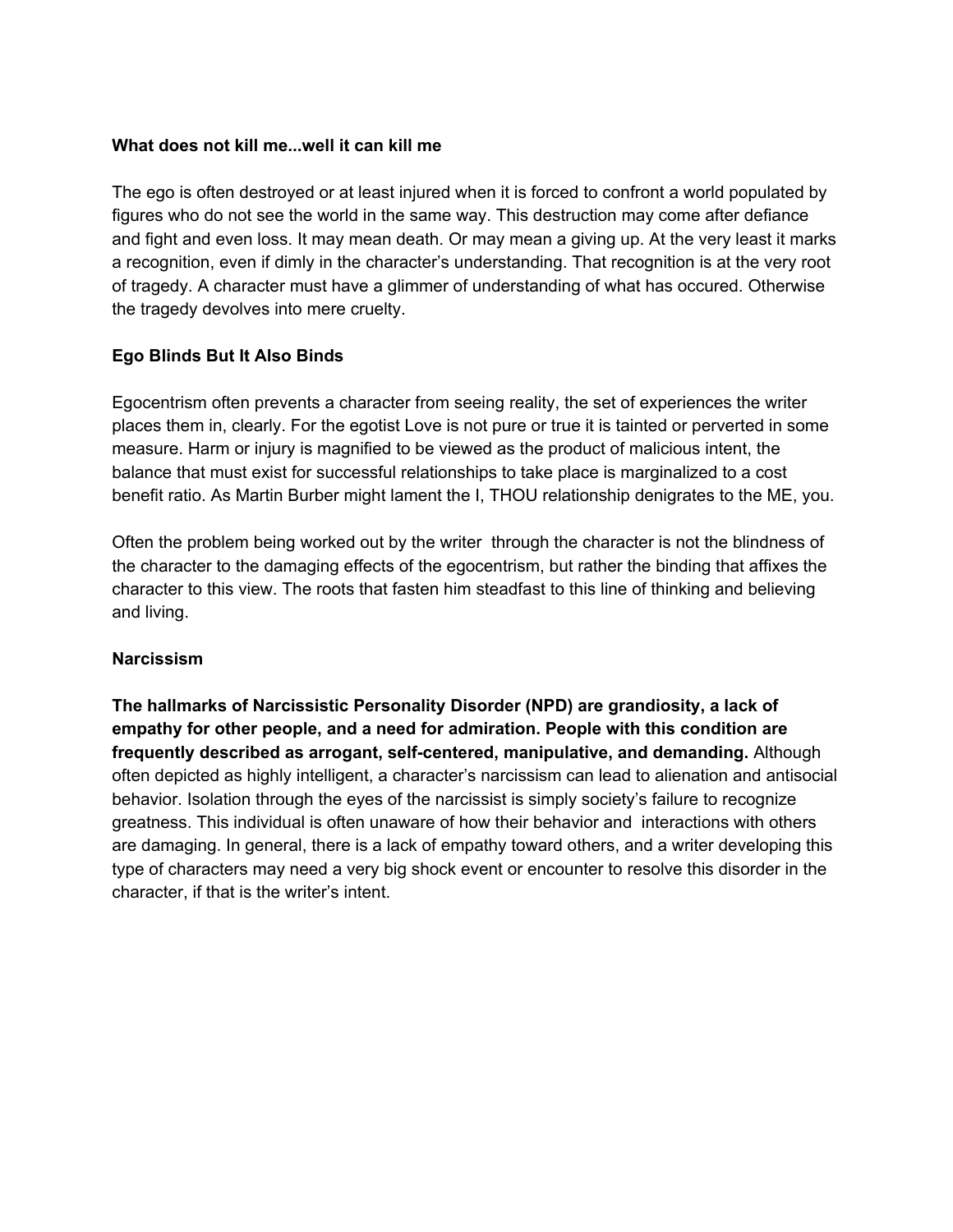**What does not kill me...well it can kill me**

The ego is often destroyed or at least injured when it is forced to confront a world populated by figures who do not see the world in the same way. This destruction may come after defiance and fight and even loss. It may mean death. Or may mean a giving up. At the very least it marks a recognition, even if dimly in the character's understanding. That recognition is at the very root of tragedy. A character must have a glimmer of understanding of what has occured. Otherwise the tragedy devolves into mere cruelty.

**Ego Blinds But It Also Binds**

Egocentrism often prevents a character from seeing reality, the set of experiences the writer places them in, clearly. For the egotist Love is not pure or true it is tainted or perverted in some measure. Harm or injury is magnified to be viewed as the product of malicious intent, the balance that must exist for successful relationships to take place is marginalized to a cost benefit ratio. As Martin Burber might lament the I, THOU relationship denigrates to the ME, you.

Often the problem being worked out by the writer through the character is not the blindness of the character to the damaging effects of the egocentrism, but rather the binding that affixes the character to this view. The roots that fasten him steadfast to this line of thinking and believing and living.

**Narcissism**

**The hallmarks of Narcissistic Personality Disorder (NPD) are grandiosity, a lack of empathy for other people, and a need for admiration. People with this condition are frequently described as arrogant, self-centered, manipulative, and demanding.** Although often depicted as highly intelligent, a character's narcissism can lead to alienation and antisocial behavior. Isolation through the eyes of the narcissist is simply society's failure to recognize greatness. This individual is often unaware of how their behavior and interactions with others are damaging. In general, there is a lack of empathy toward others, and a writer developing this type of characters may need a very big shock event or encounter to resolve this disorder in the character, if that is the writer's intent.